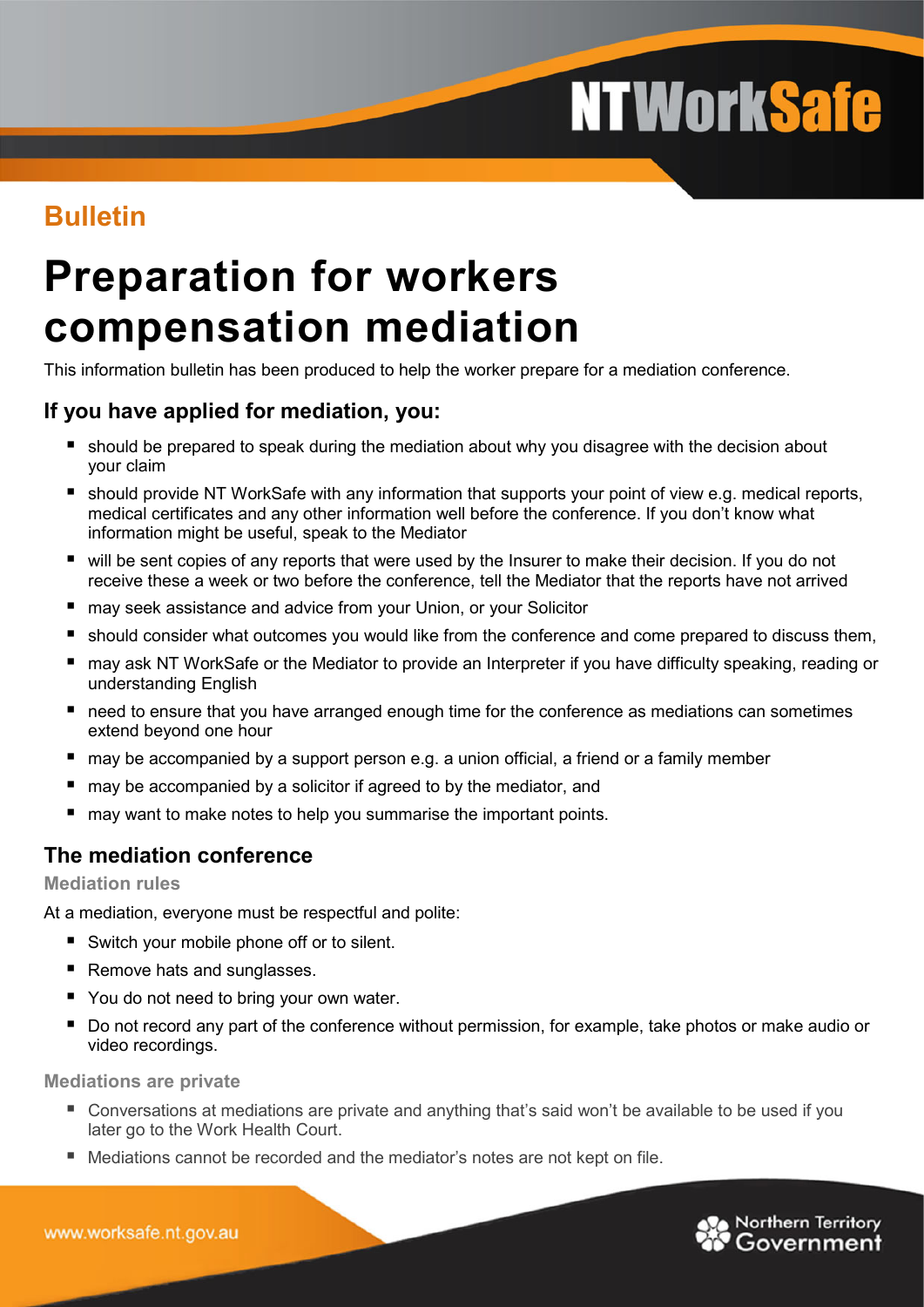Bulletin

# Preparation for workers compensation mediation

This information bulletin has been produced to help the worker prepare for a mediation conference.

## If you have applied for mediation, you:

- should be prepared to speak during the mediation about why you disagree with the decision about your claim
- should provide NT WorkSafe with any information that supports your point of view e.g. medical reports, medical certificates and any other information well before the conference. If you don't know what information might be useful, speak to the Mediator
- will be sent copies of any reports that were used by the Insurer to make their decision. If you do not receive these a week or two before the conference, tell the Mediator that the reports have not arrived
- may seek assistance and advice from your Union, or your Solicitor
- should consider what outcomes you would like from the conference and come prepared to discuss them,
- may ask NT WorkSafe or the Mediator to provide an Interpreter if you have difficulty speaking, reading or understanding English
- need to ensure that you have arranged enough time for the conference as mediations can sometimes extend beyond one hour
- may be accompanied by a support person e.g. a union official, a friend or a family member
- may be accompanied by a solicitor if agreed to by the mediator, and
- may want to make notes to help you summarise the important points.

## The mediation conference

### Mediation rules

At a mediation, everyone must be respectful and polite:

- Switch your mobile phone off or to silent.
- Remove hats and sunglasses.
- You do not need to bring your own water.
- Do not record any part of the conference without permission, for example, take photos or make audio or video recordings.

### Mediations are private

- Conversations at mediations are private and anything that's said won't be available to be used if you later go to the Work Health Court.
- Mediations cannot be recorded and the mediator's notes are not kept on file.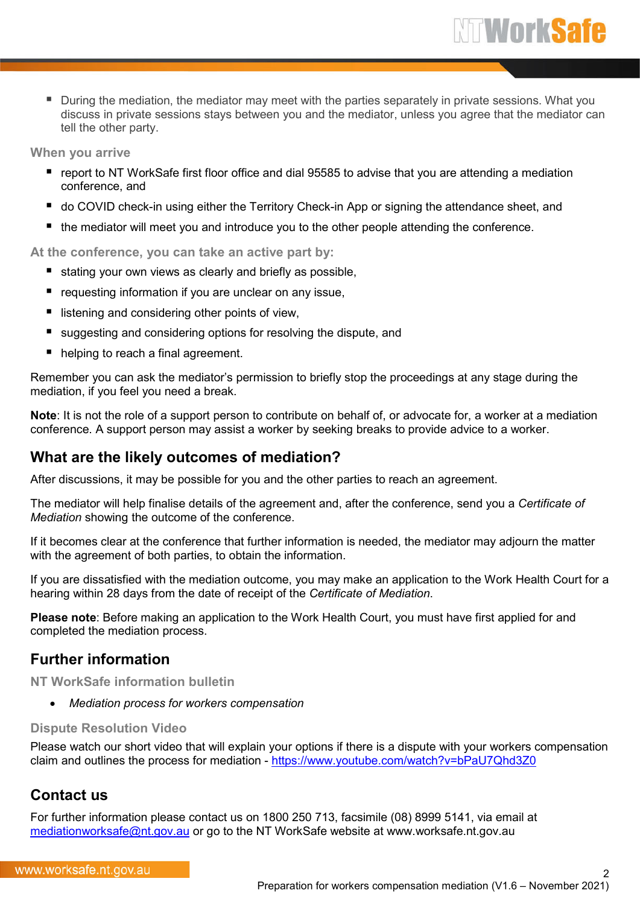- During the mediation, the mediator may meet with the parties separately in private sessions. What you discuss in private sessions stays between you and the mediator, unless you agree that the mediator can tell the other party.

### When you arrive

- report to NT WorkSafe first floor office and dial 95585 to advise that you are attending a mediation conference, and
- do COVID check-in using either the Territory Check-in App or signing the attendance sheet, and
- the mediator will meet you and introduce you to the other people attending the conference.

### At the conference, you can take an active part by:

- stating your own views as clearly and briefly as possible,
- requesting information if you are unclear on any issue,
- listening and considering other points of view,
- suggesting and considering options for resolving the dispute, and
- helping to reach a final agreement.

Remember you can ask the mediator's permission to briefly stop the proceedings at any stage during the mediation, if you feel you need a break.

**Note**: It is not the role of a support person to contribute on behalf of, or advocate for, a worker at a mediation conference. A support person may assist a worker by seeking breaks to provide advice to a worker.

## What are the likely outcomes of mediation?

After discussions, it may be possible for you and the other parties to reach an agreement.

The mediator will help finalise details of the agreement and, after the conference, send you a *Certificate of Mediation* showing the outcome of the conference.

If it becomes clear at the conference that further information is needed, the mediator may adjourn the matter with the agreement of both parties, to obtain the information.

If you are dissatisfied with the mediation outcome, you may make an application to the Work Health Court for a hearing within 28 days from the date of receipt of the *Certificate of Mediation*.

**Please note**: Before making an application to the Work Health Court, you must have first applied for and completed the mediation process.

## Further information

### NT WorkSafe information bulletin

- *Mediation process for workers compensation*

### Dispute Resolution Video

Please watch our short video that will explain your options if there is a dispute with your workers compensation claim and outlines the process for mediation - https://www.youtube.com/watch?v=bPaU7Qhd3Z0

## Contact us

For further information please contact us on 1800 250 713, facsimile (08) 8999 5141, via email at mediationworksafe@nt.gov.au or go to the NT WorkSafe website at www.worksafe.nt.gov.au